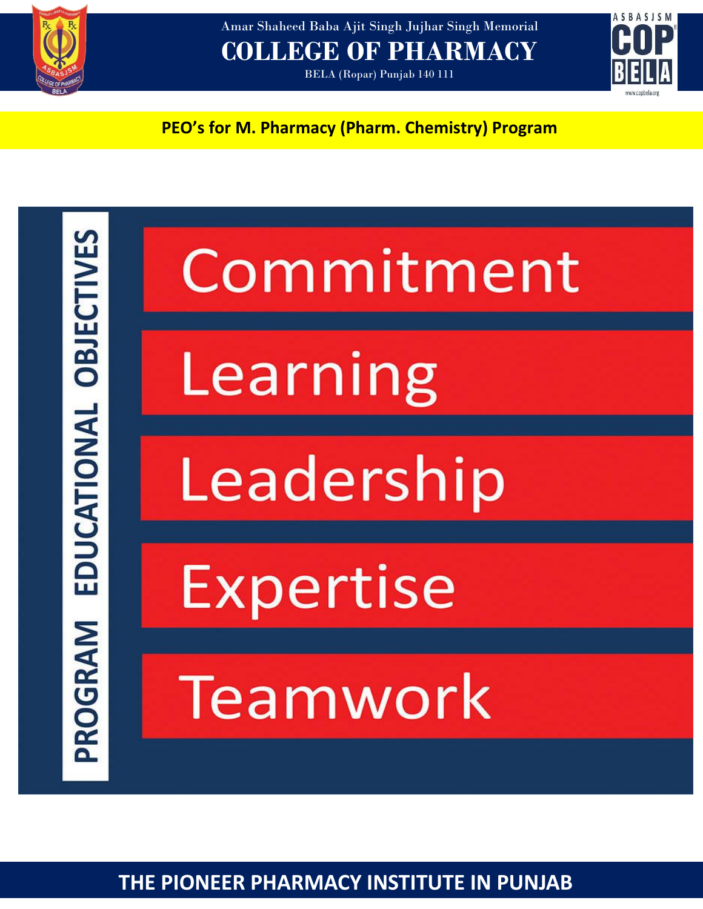Amar Shaheed Baba Ajit Singh Jujhar Singh Memorial

# COLLEGE OF PHARMACY

BELA (Ropar) Punjab 140 111

## PEO's for M. Pharmacy (Pharm. Chemistry) Program

PROGRAM EDUCATIONAL OBJECTIVES

- Commitment
- Learning
- Leadership
- Expertise
- Teamwork

THE PIONEER PHARMACY INSTITUTE IN PUNJAB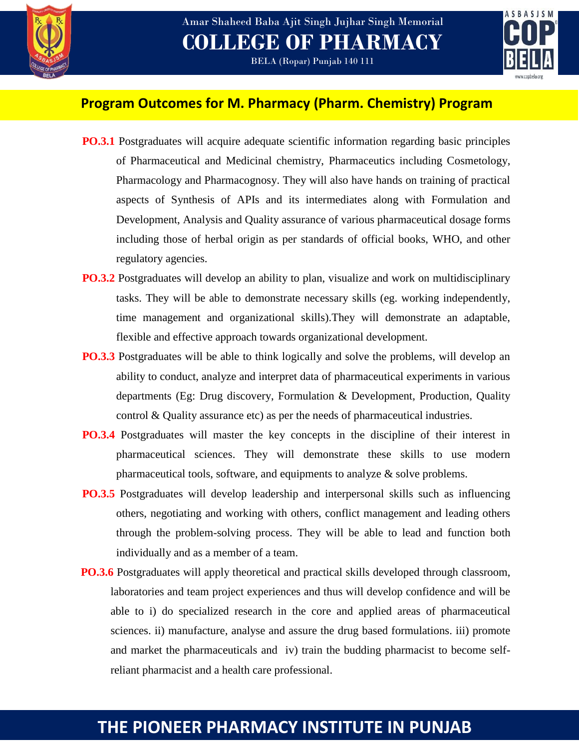## Program Outcomes for M. Pharmacy (Pharm. Chemistry) Program

**PO.3.1** Postgraduates will acquire adequate scientific information regarding basic principles of Pharmaceutical and Medicinal chemistry, Pharmaceutics including Cosmetology, Pharmacology and Pharmacognosy. They will also have hands on training of practical aspects of Synthesis of APIs and its intermediates along with Formulation and Development, Analysis and Quality assurance of various pharmaceutical dosage forms including those of herbal origin as per standards of official books, WHO, and other regulatory agencies.

**PO.3.2** Postgraduates will develop an ability to plan, visualize and work on multidisciplinary tasks. They will be able to demonstrate necessary skills (eg. working independently, time management and organizational skills).They will demonstrate an adaptable, flexible and effective approach towards organizational development.

**PO.3.3** Postgraduates will be able to think logically and solve the problems, will develop an ability to conduct, analyze and interpret data of pharmaceutical experiments in various departments (Eg: Drug discovery, Formulation & Development, Production, Quality control & Quality assurance etc) as per the needs of pharmaceutical industries.

**PO.3.4** Postgraduates will master the key concepts in the discipline of their interest in pharmaceutical sciences. They will demonstrate these skills to use modern pharmaceutical tools, software, and equipments to analyze & solve problems.

**PO.3.5** Postgraduates will develop leadership and interpersonal skills such as influencing others, negotiating and working with others, conflict management and leading others through the problem-solving process. They will be able to lead and function both individually and as a member of a team.

**PO.3.6** Postgraduates will apply theoretical and practical skills developed through classroom, laboratories and team project experiences and thus will develop confidence and will be able to i) do specialized research in the core and applied areas of pharmaceutical sciences. ii) manufacture, analyse and assure the drug based formulations. iii) promote and market the pharmaceuticals and iv) train the budding pharmacist to become self-reliant pharmacist and a health care professional.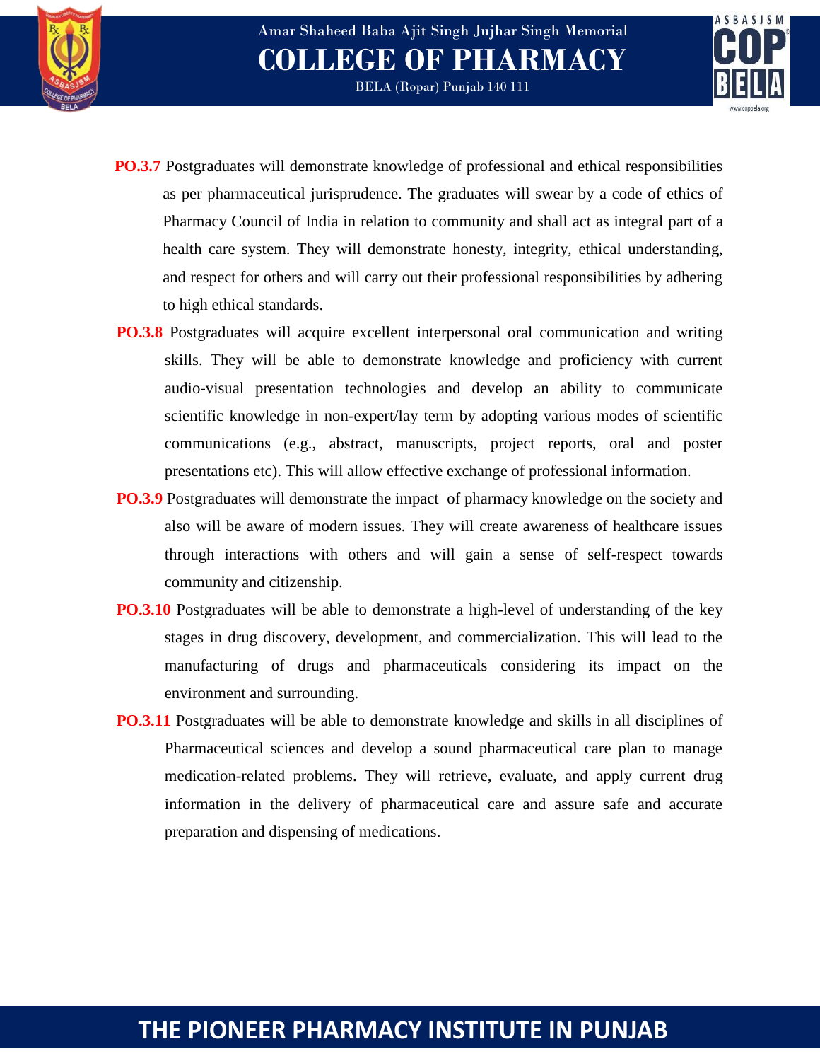**PO.3.7** Postgraduates will demonstrate knowledge of professional and ethical responsibilities as per pharmaceutical jurisprudence. The graduates will swear by a code of ethics of Pharmacy Council of India in relation to community and shall act as integral part of a health care system. They will demonstrate honesty, integrity, ethical understanding, and respect for others and will carry out their professional responsibilities by adhering to high ethical standards.

**PO.3.8** Postgraduates will acquire excellent interpersonal oral communication and writing skills. They will be able to demonstrate knowledge and proficiency with current audio-visual presentation technologies and develop an ability to communicate scientific knowledge in non-expert/lay term by adopting various modes of scientific communications (e.g., abstract, manuscripts, project reports, oral and poster presentations etc). This will allow effective exchange of professional information.

**PO.3.9** Postgraduates will demonstrate the impact of pharmacy knowledge on the society and also will be aware of modern issues. They will create awareness of healthcare issues through interactions with others and will gain a sense of self-respect towards community and citizenship.

**PO.3.10** Postgraduates will be able to demonstrate a high-level of understanding of the key stages in drug discovery, development, and commercialization. This will lead to the manufacturing of drugs and pharmaceuticals considering its impact on the environment and surrounding.

**PO.3.11** Postgraduates will be able to demonstrate knowledge and skills in all disciplines of Pharmaceutical sciences and develop a sound pharmaceutical care plan to manage medication-related problems. They will retrieve, evaluate, and apply current drug information in the delivery of pharmaceutical care and assure safe and accurate preparation and dispensing of medications.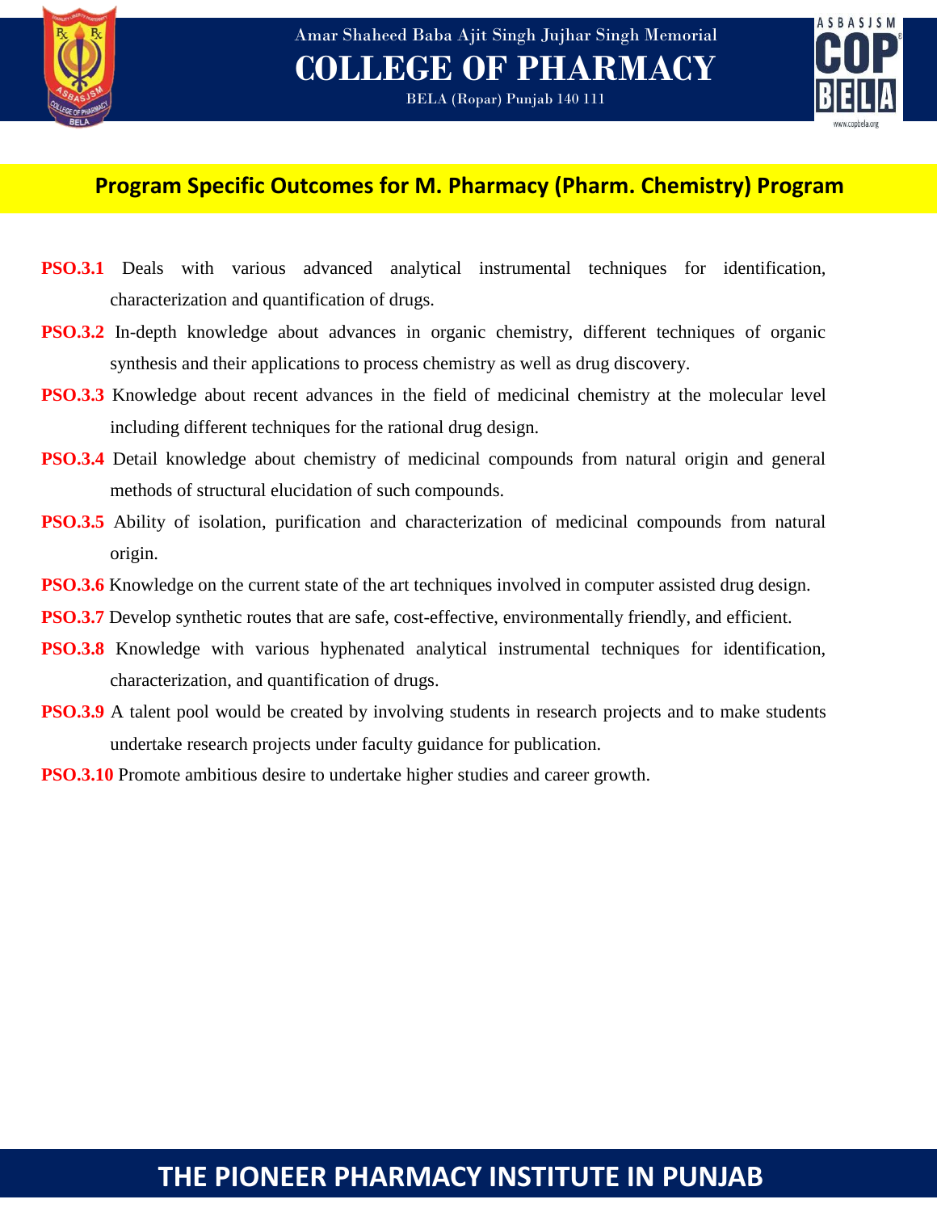## Program Specific Outcomes for M. Pharmacy (Pharm. Chemistry) Program

**PSO.3.1** Deals with various advanced analytical instrumental techniques for identification, characterization and quantification of drugs.

**PSO.3.2** In-depth knowledge about advances in organic chemistry, different techniques of organic synthesis and their applications to process chemistry as well as drug discovery.

**PSO.3.3** Knowledge about recent advances in the field of medicinal chemistry at the molecular level including different techniques for the rational drug design.

**PSO.3.4** Detail knowledge about chemistry of medicinal compounds from natural origin and general methods of structural elucidation of such compounds.

**PSO.3.5** Ability of isolation, purification and characterization of medicinal compounds from natural origin.

**PSO.3.6** Knowledge on the current state of the art techniques involved in computer assisted drug design.

**PSO.3.7** Develop synthetic routes that are safe, cost-effective, environmentally friendly, and efficient.

**PSO.3.8** Knowledge with various hyphenated analytical instrumental techniques for identification, characterization, and quantification of drugs.

**PSO.3.9** A talent pool would be created by involving students in research projects and to make students undertake research projects under faculty guidance for publication.

**PSO.3.10** Promote ambitious desire to undertake higher studies and career growth.